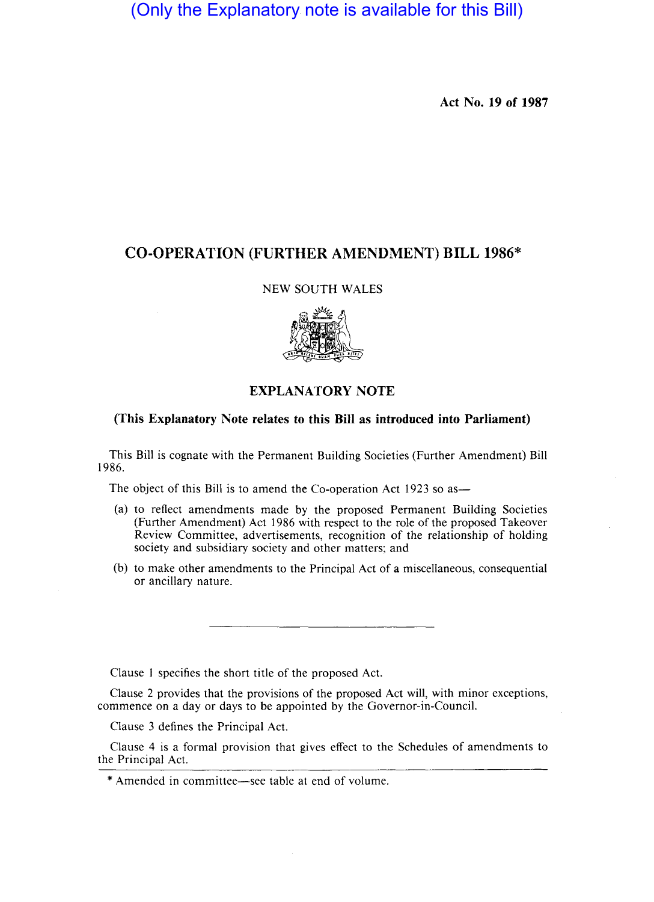(Only the Explanatory note is available for this Bill)

**Act No. 19 of 1987**

# CO-OPERATION (FURTHER AMENDMENT) BILL 1986*

NEW SOUTH WALES

## EXPLANATORY NOTE

**(This Explanatory Note relates to this Bill as introduced into Parliament)**

This Bill is cognate with the Permanent Building Societies (Further Amendment) Bill 1986.

The object of this Bill is to amend the Co-operation Act 1923 so as—

(a) to reflect amendments made by the proposed Permanent Building Societies (Further Amendment) Act 1986 with respect to the role of the proposed Takeover Review Committee, advertisements, recognition of the relationship of holding society and subsidiary society and other matters; and

(b) to make other amendments to the Principal Act of a miscellaneous, consequential or ancillary nature.

---

Clause 1 specifies the short title of the proposed Act.

Clause 2 provides that the provisions of the proposed Act will, with minor exceptions, commence on a day or days to be appointed by the Governor-in-Council.

Clause 3 defines the Principal Act.

Clause 4 is a formal provision that gives effect to the Schedules of amendments to the Principal Act.

---

* Amended in committee—see table at end of volume.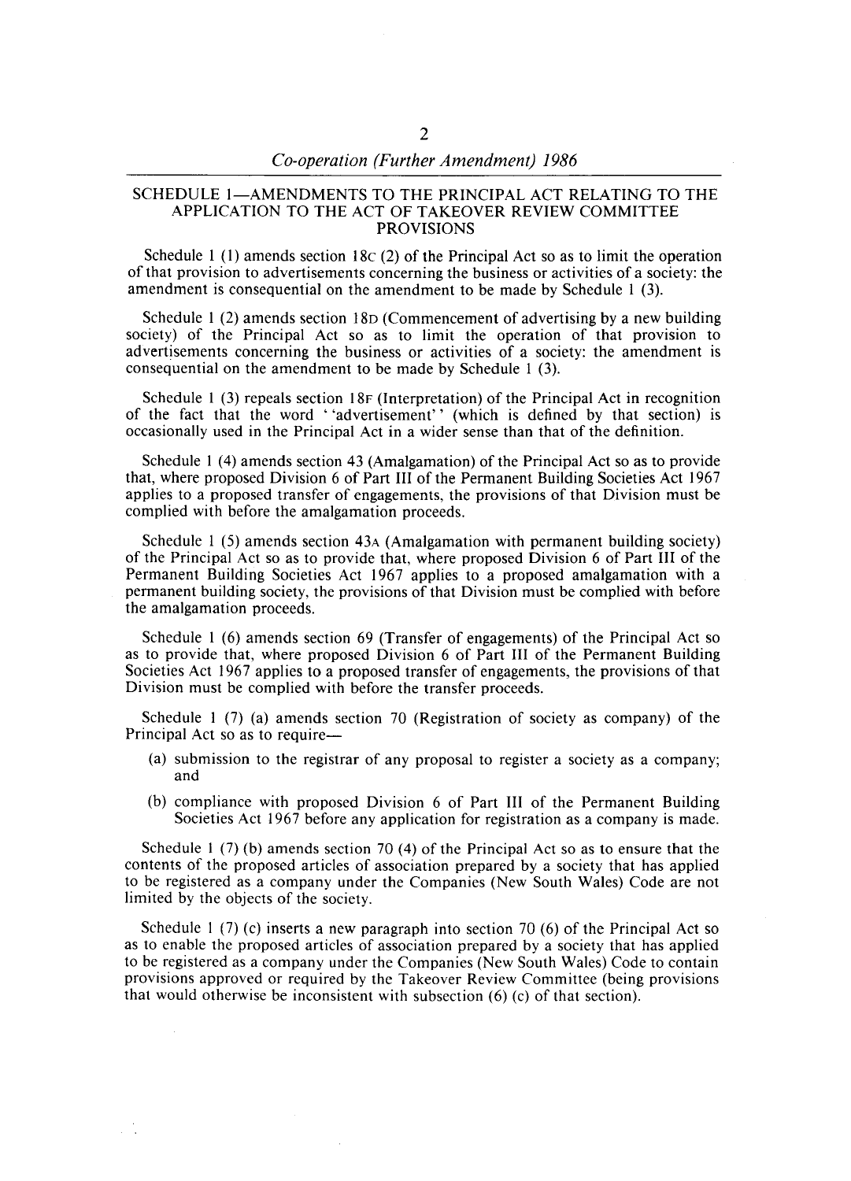## SCHEDULE 1—AMENDMENTS TO THE PRINCIPAL ACT RELATING TO THE APPLICATION TO THE ACT OF TAKEOVER REVIEW COMMITTEE PROVISIONS

Schedule 1 (1) amends section 18C (2) of the Principal Act so as to limit the operation of that provision to advertisements concerning the business or activities of a society: the amendment is consequential on the amendment to be made by Schedule 1 (3).

Schedule 1 (2) amends section 18D (Commencement of advertising by a new building society) of the Principal Act so as to limit the operation of that provision to advertisements concerning the business or activities of a society: the amendment is consequential on the amendment to be made by Schedule 1 (3).

Schedule 1 (3) repeals section 18F (Interpretation) of the Principal Act in recognition of the fact that the word "advertisement" (which is defined by that section) is occasionally used in the Principal Act in a wider sense than that of the definition.

Schedule 1 (4) amends section 43 (Amalgamation) of the Principal Act so as to provide that, where proposed Division 6 of Part III of the Permanent Building Societies Act 1967 applies to a proposed transfer of engagements, the provisions of that Division must be complied with before the amalgamation proceeds.

Schedule 1 (5) amends section 43A (Amalgamation with permanent building society) of the Principal Act so as to provide that, where proposed Division 6 of Part III of the Permanent Building Societies Act 1967 applies to a proposed amalgamation with a permanent building society, the provisions of that Division must be complied with before the amalgamation proceeds.

Schedule 1 (6) amends section 69 (Transfer of engagements) of the Principal Act so as to provide that, where proposed Division 6 of Part III of the Permanent Building Societies Act 1967 applies to a proposed transfer of engagements, the provisions of that Division must be complied with before the transfer proceeds.

Schedule 1 (7) (a) amends section 70 (Registration of society as company) of the Principal Act so as to require—

- (a) submission to the registrar of any proposal to register a society as a company; and
- (b) compliance with proposed Division 6 of Part III of the Permanent Building Societies Act 1967 before any application for registration as a company is made.

Schedule 1 (7) (b) amends section 70 (4) of the Principal Act so as to ensure that the contents of the proposed articles of association prepared by a society that has applied to be registered as a company under the Companies (New South Wales) Code are not limited by the objects of the society.

Schedule 1 (7) (c) inserts a new paragraph into section 70 (6) of the Principal Act so as to enable the proposed articles of association prepared by a society that has applied to be registered as a company under the Companies (New South Wales) Code to contain provisions approved or required by the Takeover Review Committee (being provisions that would otherwise be inconsistent with subsection (6) (c) of that section).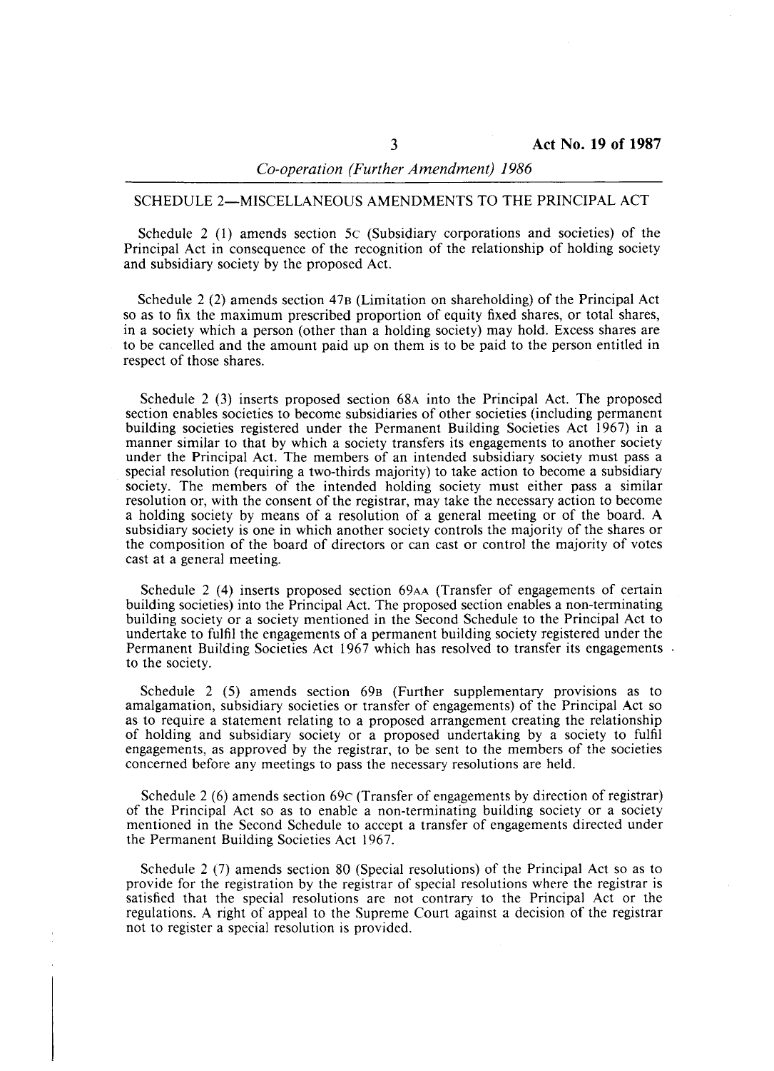## SCHEDULE 2—MISCELLANEOUS AMENDMENTS TO THE PRINCIPAL ACT

Schedule 2 (1) amends section 5C (Subsidiary corporations and societies) of the Principal Act in consequence of the recognition of the relationship of holding society and subsidiary society by the proposed Act.

Schedule 2 (2) amends section 47B (Limitation on shareholding) of the Principal Act so as to fix the maximum prescribed proportion of equity fixed shares, or total shares, in a society which a person (other than a holding society) may hold. Excess shares are to be cancelled and the amount paid up on them is to be paid to the person entitled in respect of those shares.

Schedule 2 (3) inserts proposed section 68A into the Principal Act. The proposed section enables societies to become subsidiaries of other societies (including permanent building societies registered under the Permanent Building Societies Act 1967) in a manner similar to that by which a society transfers its engagements to another society under the Principal Act. The members of an intended subsidiary society must pass a special resolution (requiring a two-thirds majority) to take action to become a subsidiary society. The members of the intended holding society must either pass a similar resolution or, with the consent of the registrar, may take the necessary action to become a holding society by means of a resolution of a general meeting or of the board. A subsidiary society is one in which another society controls the majority of the shares or the composition of the board of directors or can cast or control the majority of votes cast at a general meeting.

Schedule 2 (4) inserts proposed section 69AA (Transfer of engagements of certain building societies) into the Principal Act. The proposed section enables a non-terminating building society or a society mentioned in the Second Schedule to the Principal Act to undertake to fulfil the engagements of a permanent building society registered under the Permanent Building Societies Act 1967 which has resolved to transfer its engagements to the society.

Schedule 2 (5) amends section 69B (Further supplementary provisions as to amalgamation, subsidiary societies or transfer of engagements) of the Principal Act so as to require a statement relating to a proposed arrangement creating the relationship of holding and subsidiary society or a proposed undertaking by a society to fulfil engagements, as approved by the registrar, to be sent to the members of the societies concerned before any meetings to pass the necessary resolutions are held.

Schedule 2 (6) amends section 69C (Transfer of engagements by direction of registrar) of the Principal Act so as to enable a non-terminating building society or a society mentioned in the Second Schedule to accept a transfer of engagements directed under the Permanent Building Societies Act 1967.

Schedule 2 (7) amends section 80 (Special resolutions) of the Principal Act so as to provide for the registration by the registrar of special resolutions where the registrar is satisfied that the special resolutions are not contrary to the Principal Act or the regulations. A right of appeal to the Supreme Court against a decision of the registrar not to register a special resolution is provided.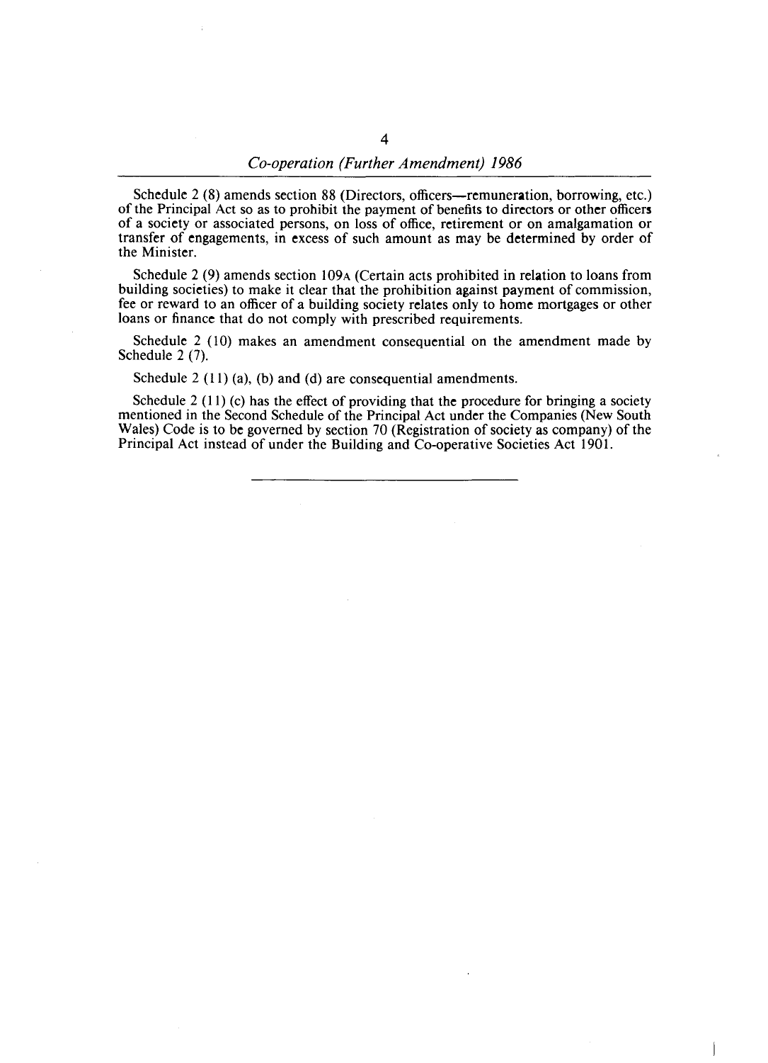Schedule 2 (8) amends section 88 (Directors, officers—remuneration, borrowing, etc.) of the Principal Act so as to prohibit the payment of benefits to directors or other officers of a society or associated persons, on loss of office, retirement or on amalgamation or transfer of engagements, in excess of such amount as may be determined by order of the Minister.

Schedule 2 (9) amends section 109A (Certain acts prohibited in relation to loans from building societies) to make it clear that the prohibition against payment of commission, fee or reward to an officer of a building society relates only to home mortgages or other loans or finance that do not comply with prescribed requirements.

Schedule 2 (10) makes an amendment consequential on the amendment made by Schedule 2 (7).

Schedule 2 (11) (a), (b) and (d) are consequential amendments.

Schedule 2 (11) (c) has the effect of providing that the procedure for bringing a society mentioned in the Second Schedule of the Principal Act under the Companies (New South Wales) Code is to be governed by section 70 (Registration of society as company) of the Principal Act instead of under the Building and Co-operative Societies Act 1901.